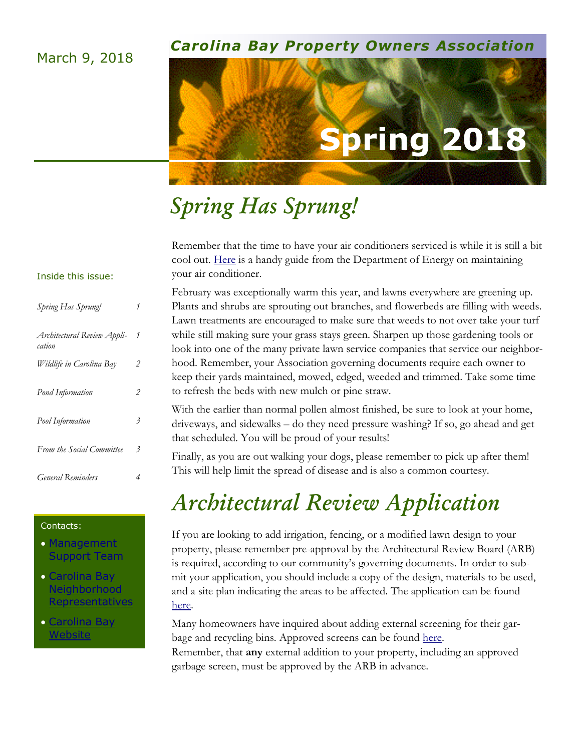March 9, 2018

**Carolina Bay Property Owners Association**

# Spring 2018

Inside this issue:

| | |
|---|---|
| *Spring Has Sprung!* | *1* |
| *Architectural Review Application* | *1* |
| *Wildlife in Carolina Bay* | *2* |
| *Pond Information* | *2* |
| *Pool Information* | *3* |
| *From the Social Committee* | *3* |
| *General Reminders* | *4* |

Contacts:

- Management Support Team
- Carolina Bay Neighborhood Representatives
- Carolina Bay Website

## *Spring Has Sprung!*

Remember that the time to have your air conditioners serviced is while it is still a bit cool out. Here is a handy guide from the Department of Energy on maintaining your air conditioner.

February was exceptionally warm this year, and lawns everywhere are greening up. Plants and shrubs are sprouting out branches, and flowerbeds are filling with weeds. Lawn treatments are encouraged to make sure that weeds to not over take your turf while still making sure your grass stays green. Sharpen up those gardening tools or look into one of the many private lawn service companies that service our neighborhood. Remember, your Association governing documents require each owner to keep their yards maintained, mowed, edged, weeded and trimmed. Take some time to refresh the beds with new mulch or pine straw.

With the earlier than normal pollen almost finished, be sure to look at your home, driveways, and sidewalks – do they need pressure washing? If so, go ahead and get that scheduled. You will be proud of your results!

Finally, as you are out walking your dogs, please remember to pick up after them! This will help limit the spread of disease and is also a common courtesy.

## *Architectural Review Application*

If you are looking to add irrigation, fencing, or a modified lawn design to your property, please remember pre-approval by the Architectural Review Board (ARB) is required, according to our community's governing documents. In order to submit your application, you should include a copy of the design, materials to be used, and a site plan indicating the areas to be affected. The application can be found here.

Many homeowners have inquired about adding external screening for their garbage and recycling bins. Approved screens can be found here.
Remember, that **any** external addition to your property, including an approved garbage screen, must be approved by the ARB in advance.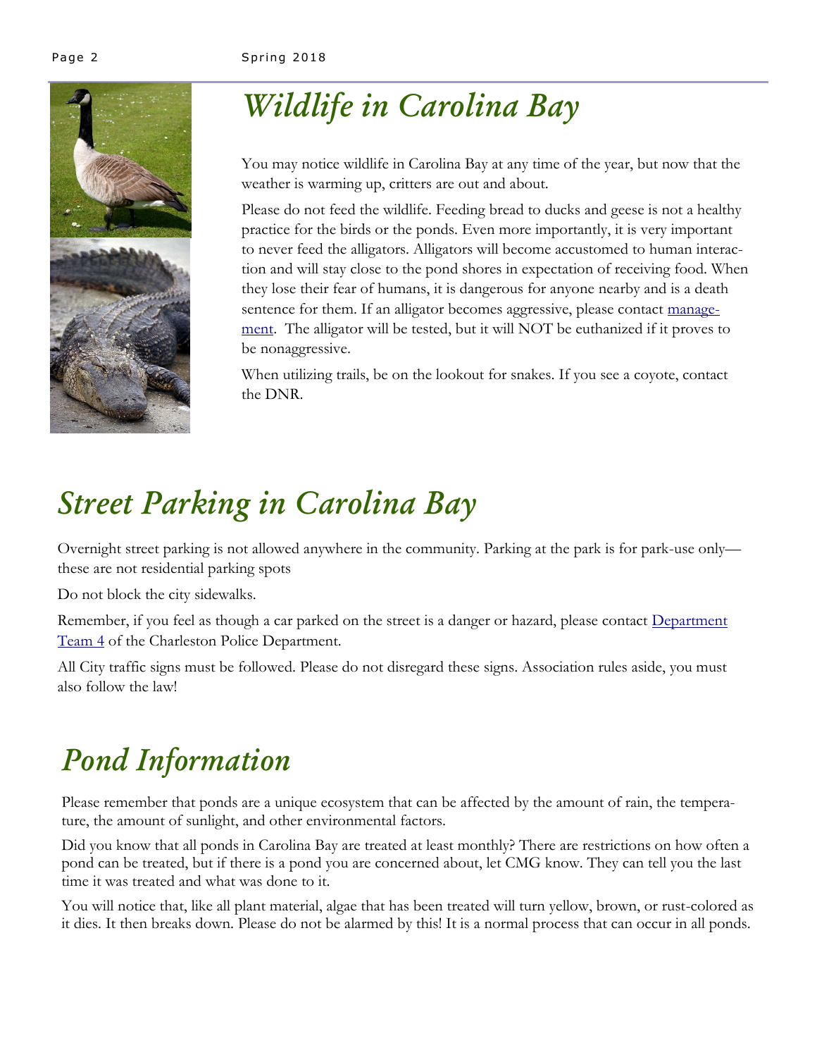# *Wildlife in Carolina Bay*

You may notice wildlife in Carolina Bay at any time of the year, but now that the weather is warming up, critters are out and about.

Please do not feed the wildlife. Feeding bread to ducks and geese is not a healthy practice for the birds or the ponds. Even more importantly, it is very important to never feed the alligators. Alligators will become accustomed to human interaction and will stay close to the pond shores in expectation of receiving food. When they lose their fear of humans, it is dangerous for anyone nearby and is a death sentence for them. If an alligator becomes aggressive, please contact management. The alligator will be tested, but it will NOT be euthanized if it proves to be nonaggressive.

When utilizing trails, be on the lookout for snakes. If you see a coyote, contact the DNR.

# *Street Parking in Carolina Bay*

Overnight street parking is not allowed anywhere in the community. Parking at the park is for park-use only—these are not residential parking spots

Do not block the city sidewalks.

Remember, if you feel as though a car parked on the street is a danger or hazard, please contact Department Team 4 of the Charleston Police Department.

All City traffic signs must be followed. Please do not disregard these signs. Association rules aside, you must also follow the law!

# *Pond Information*

Please remember that ponds are a unique ecosystem that can be affected by the amount of rain, the temperature, the amount of sunlight, and other environmental factors.

Did you know that all ponds in Carolina Bay are treated at least monthly? There are restrictions on how often a pond can be treated, but if there is a pond you are concerned about, let CMG know. They can tell you the last time it was treated and what was done to it.

You will notice that, like all plant material, algae that has been treated will turn yellow, brown, or rust-colored as it dies. It then breaks down. Please do not be alarmed by this! It is a normal process that can occur in all ponds.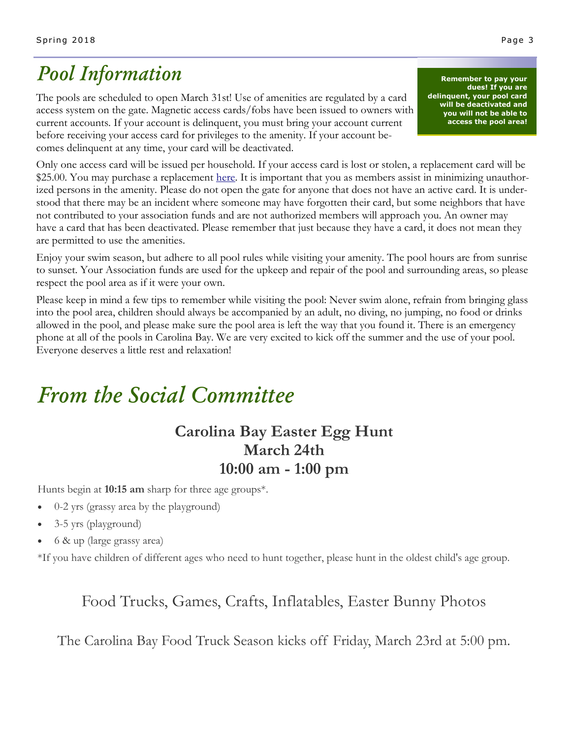# Pool Information

**Remember to pay your dues! If you are delinquent, your pool card will be deactivated and you will not be able to access the pool area!**

The pools are scheduled to open March 31st! Use of amenities are regulated by a card access system on the gate. Magnetic access cards/fobs have been issued to owners with current accounts. If your account is delinquent, you must bring your account current before receiving your access card for privileges to the amenity. If your account becomes delinquent at any time, your card will be deactivated.

Only one access card will be issued per household. If your access card is lost or stolen, a replacement card will be $25.00. You may purchase a replacement here. It is important that you as members assist in minimizing unauthorized persons in the amenity. Please do not open the gate for anyone that does not have an active card. It is understood that there may be an incident where someone may have forgotten their card, but some neighbors that have not contributed to your association funds and are not authorized members will approach you. An owner may have a card that has been deactivated. Please remember that just because they have a card, it does not mean they are permitted to use the amenities.

Enjoy your swim season, but adhere to all pool rules while visiting your amenity. The pool hours are from sunrise to sunset. Your Association funds are used for the upkeep and repair of the pool and surrounding areas, so please respect the pool area as if it were your own.

Please keep in mind a few tips to remember while visiting the pool: Never swim alone, refrain from bringing glass into the pool area, children should always be accompanied by an adult, no diving, no jumping, no food or drinks allowed in the pool, and please make sure the pool area is left the way that you found it. There is an emergency phone at all of the pools in Carolina Bay. We are very excited to kick off the summer and the use of your pool. Everyone deserves a little rest and relaxation!

# From the Social Committee

## Carolina Bay Easter Egg Hunt
## March 24th
## 10:00 am - 1:00 pm

Hunts begin at **10:15 am** sharp for three age groups*.

- 0-2 yrs (grassy area by the playground)
- 3-5 yrs (playground)
- 6 & up (large grassy area)

*If you have children of different ages who need to hunt together, please hunt in the oldest child's age group.

Food Trucks, Games, Crafts, Inflatables, Easter Bunny Photos

The Carolina Bay Food Truck Season kicks off Friday, March 23rd at 5:00 pm.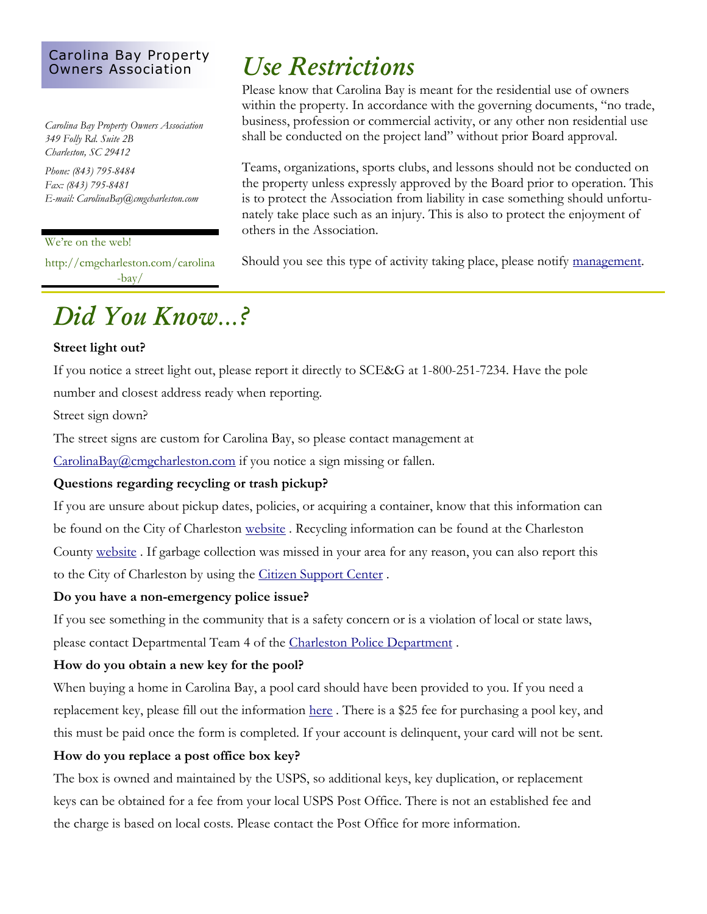Carolina Bay Property Owners Association

*Carolina Bay Property Owners Association*
*349 Folly Rd. Suite 2B*
*Charleston, SC 29412*

*Phone: (843) 795-8484*
*Fax: (843) 795-8481*
*E-mail: CarolinaBay@cmgcharleston.com*

We're on the web!

http://cmgcharleston.com/carolina-bay/

# *Use Restrictions*

Please know that Carolina Bay is meant for the residential use of owners within the property. In accordance with the governing documents, "no trade, business, profession or commercial activity, or any other non residential use shall be conducted on the project land" without prior Board approval.

Teams, organizations, sports clubs, and lessons should not be conducted on the property unless expressly approved by the Board prior to operation. This is to protect the Association from liability in case something should unfortunately take place such as an injury. This is also to protect the enjoyment of others in the Association.

Should you see this type of activity taking place, please notify management.

# *Did You Know...?*

**Street light out?**

If you notice a street light out, please report it directly to SCE&G at 1-800-251-7234. Have the pole number and closest address ready when reporting.

Street sign down?

The street signs are custom for Carolina Bay, so please contact management at CarolinaBay@cmgcharleston.com if you notice a sign missing or fallen.

**Questions regarding recycling or trash pickup?**

If you are unsure about pickup dates, policies, or acquiring a container, know that this information can be found on the City of Charleston website . Recycling information can be found at the Charleston County website . If garbage collection was missed in your area for any reason, you can also report this to the City of Charleston by using the Citizen Support Center .

**Do you have a non-emergency police issue?**

If you see something in the community that is a safety concern or is a violation of local or state laws, please contact Departmental Team 4 of the Charleston Police Department .

**How do you obtain a new key for the pool?**

When buying a home in Carolina Bay, a pool card should have been provided to you. If you need a replacement key, please fill out the information here . There is a $25 fee for purchasing a pool key, and this must be paid once the form is completed. If your account is delinquent, your card will not be sent.

**How do you replace a post office box key?**

The box is owned and maintained by the USPS, so additional keys, key duplication, or replacement keys can be obtained for a fee from your local USPS Post Office. There is not an established fee and the charge is based on local costs. Please contact the Post Office for more information.